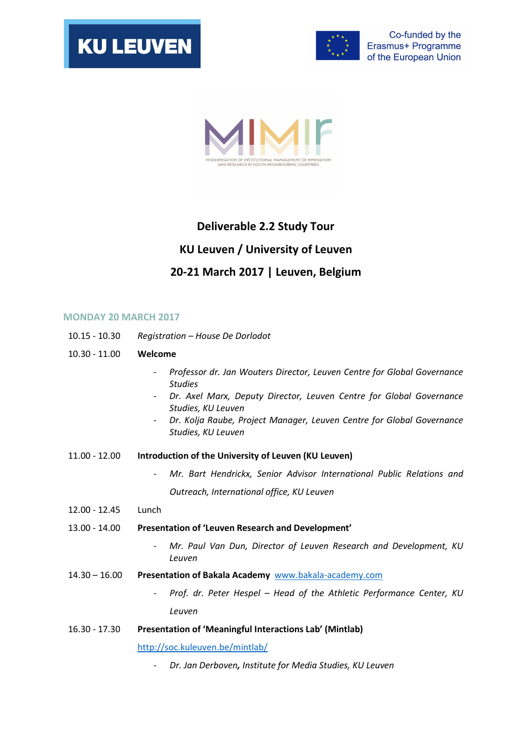KU LEUVEN

Co-funded by the Erasmus+ Programme of the European Union

MIMIr

MODERNISATION OF INSTITUTIONAL MANAGEMENT OF INNOVATION AND RESEARCH IN SOUTH NEIGHBOURING COUNTRIES

# Deliverable 2.2 Study Tour

## KU Leuven / University of Leuven

## 20-21 March 2017 | Leuven, Belgium

### MONDAY 20 MARCH 2017

10.15 - 10.30 *Registration – House De Dorlodot*

10.30 - 11.00 **Welcome**

- *Professor dr. Jan Wouters Director, Leuven Centre for Global Governance Studies*
- *Dr. Axel Marx, Deputy Director, Leuven Centre for Global Governance Studies, KU Leuven*
- *Dr. Kolja Raube, Project Manager, Leuven Centre for Global Governance Studies, KU Leuven*

11.00 - 12.00 **Introduction of the University of Leuven (KU Leuven)**

- *Mr. Bart Hendrickx, Senior Advisor International Public Relations and Outreach, International office, KU Leuven*

12.00 - 12.45 Lunch

13.00 - 14.00 **Presentation of 'Leuven Research and Development'**

- *Mr. Paul Van Dun, Director of Leuven Research and Development, KU Leuven*

14.30 – 16.00 **Presentation of Bakala Academy** www.bakala-academy.com

- *Prof. dr. Peter Hespel – Head of the Athletic Performance Center, KU Leuven*

16.30 - 17.30 **Presentation of 'Meaningful Interactions Lab' (Mintlab)**

http://soc.kuleuven.be/mintlab/

- *Dr. Jan Derboven***,** *Institute for Media Studies, KU Leuven*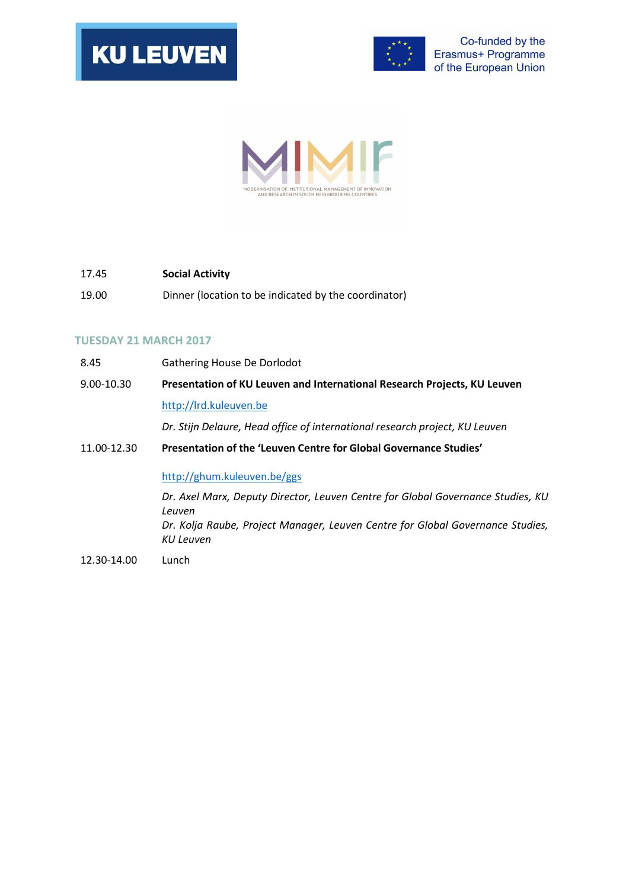Co-funded by the Erasmus+ Programme of the European Union

| | | |
|---|---|---|
| 17.45 | **Social Activity** | |
| 19.00 | Dinner (location to be indicated by the coordinator) | |

### TUESDAY 21 MARCH 2017

| | |
|---|---|
| 8.45 | Gathering House De Dorlodot |
| 9.00-10.30 | **Presentation of KU Leuven and International Research Projects, KU Leuven** |
| | http://lrd.kuleuven.be |
| | *Dr. Stijn Delaure, Head office of international research project, KU Leuven* |
| 11.00-12.30 | **Presentation of the 'Leuven Centre for Global Governance Studies'** |
| | http://ghum.kuleuven.be/ggs |
| | *Dr. Axel Marx, Deputy Director, Leuven Centre for Global Governance Studies, KU Leuven* |
| | *Dr. Kolja Raube, Project Manager, Leuven Centre for Global Governance Studies, KU Leuven* |
| 12.30-14.00 | Lunch |